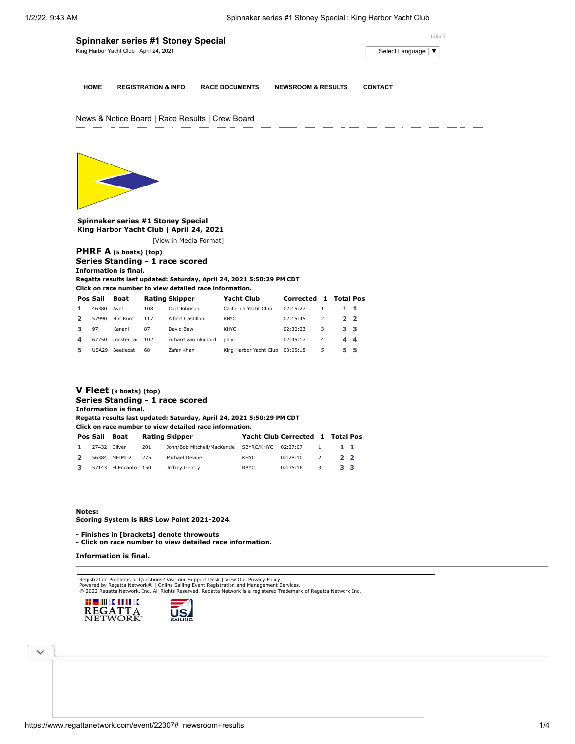# Spinnaker series #1 Stoney Special

King Harbor Yacht Club : April 24, 2021

Like 7

Select Language ▼

HOME | REGISTRATION & INFO | RACE DOCUMENTS | NEWSROOM & RESULTS | CONTACT

News & Notice Board | Race Results | Crew Board

**Spinnaker series #1 Stoney Special**
**King Harbor Yacht Club | April 24, 2021**

[View in Media Format]

## PHRF A (5 boats) (top)

### Series Standing - 1 race scored

**Information is final.**
**Regatta results last updated: Saturday, April 24, 2021 5:50:29 PM CDT**
**Click on race number to view detailed race information.**

| Pos | Sail | Boat | Rating | Skipper | Yacht Club | Corrected | 1 | Total | Pos |
|---|---|---|---|---|---|---|---|---|---|
| 1 | 46380 | Avet | 108 | Curt Johnson | California Yacht Club | 02:15:27 | 1 | 1 | 1 |
| 2 | 57990 | Hot Rum | 117 | Albert Castillon | RBYC | 02:15:45 | 2 | 2 | 2 |
| 3 | 97 | Kanani | 87 | David Bew | KHYC | 02:30:23 | 3 | 3 | 3 |
| 4 | 67750 | rooster tail | 102 | richard van rikxoord | pmyc | 02:45:17 | 4 | 4 | 4 |
| 5 | USA29 | Beetlecat | 68 | Zafar Khan | King Harbor Yacht Club | 03:05:18 | 5 | 5 | 5 |

## V Fleet (3 boats) (top)

### Series Standing - 1 race scored

**Information is final.**
**Regatta results last updated: Saturday, April 24, 2021 5:50:29 PM CDT**
**Click on race number to view detailed race information.**

| Pos | Sail | Boat | Rating | Skipper | Yacht Club | Corrected | 1 | Total | Pos |
|---|---|---|---|---|---|---|---|---|---|
| 1 | 27432 | Oliver | 201 | John/Bob Mitchell/MacKenzie | SBYRC/KHYC | 02:27:07 | 1 | 1 | 1 |
| 2 | 56384 | MEIMI 2 | 275 | Michael Devine | KHYC | 02:28:10 | 2 | 2 | 2 |
| 3 | 57143 | El Encanto | 150 | Jeffrey Gentry | RBYC | 02:35:16 | 3 | 3 | 3 |

**Notes:**
**Scoring System is RRS Low Point 2021-2024.**

**- Finishes in [brackets] denote throwouts**
**- Click on race number to view detailed race information.**

**Information is final.**

Registration Problems or Questions? Visit our Support Desk | View Our Privacy Policy
Powered by Regatta Network® | Online Sailing Event Registration and Management Services.
© 2022 Regatta Network, Inc. All Rights Reserved. Regatta Network is a registered Trademark of Regatta Network Inc.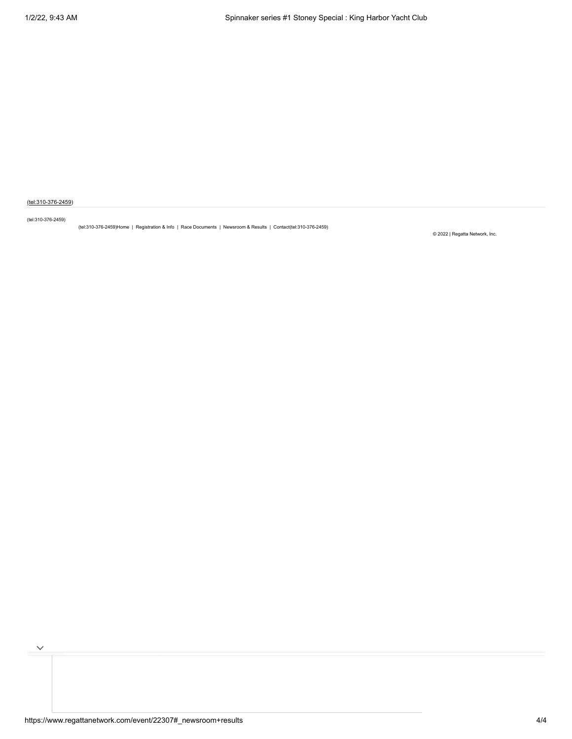(tel:310-376-2459)

(tel:310-376-2459)

(tel:310-376-2459)Home | Registration & Info | Race Documents | Newsroom & Results | Contact(tel:310-376-2459)

© 2022 | Regatta Network, Inc.